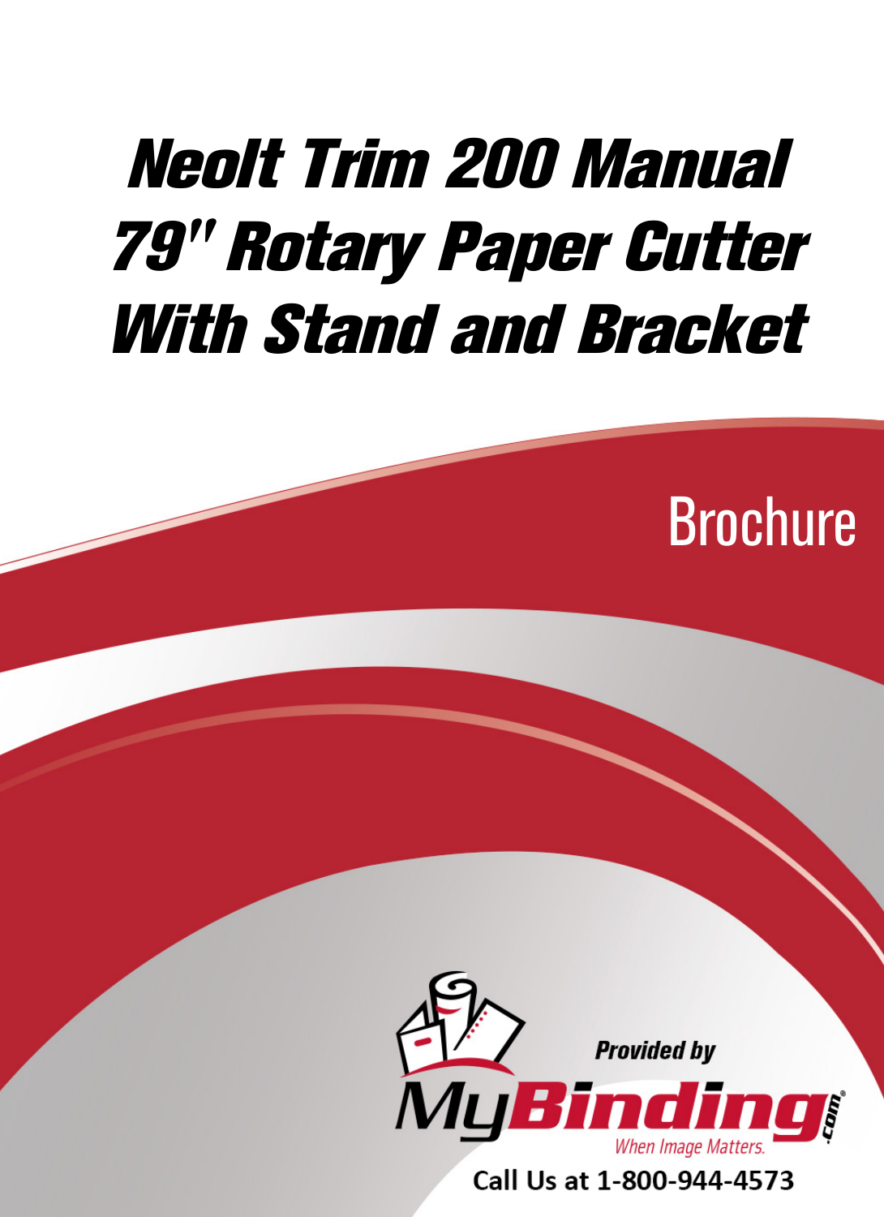# Neolt Trim 200 Manual 79" Rotary Paper Cutter With Stand and Bracket

Brochure

Provided by

MyBinding.com

When Image Matters.

Call Us at 1-800-944-4573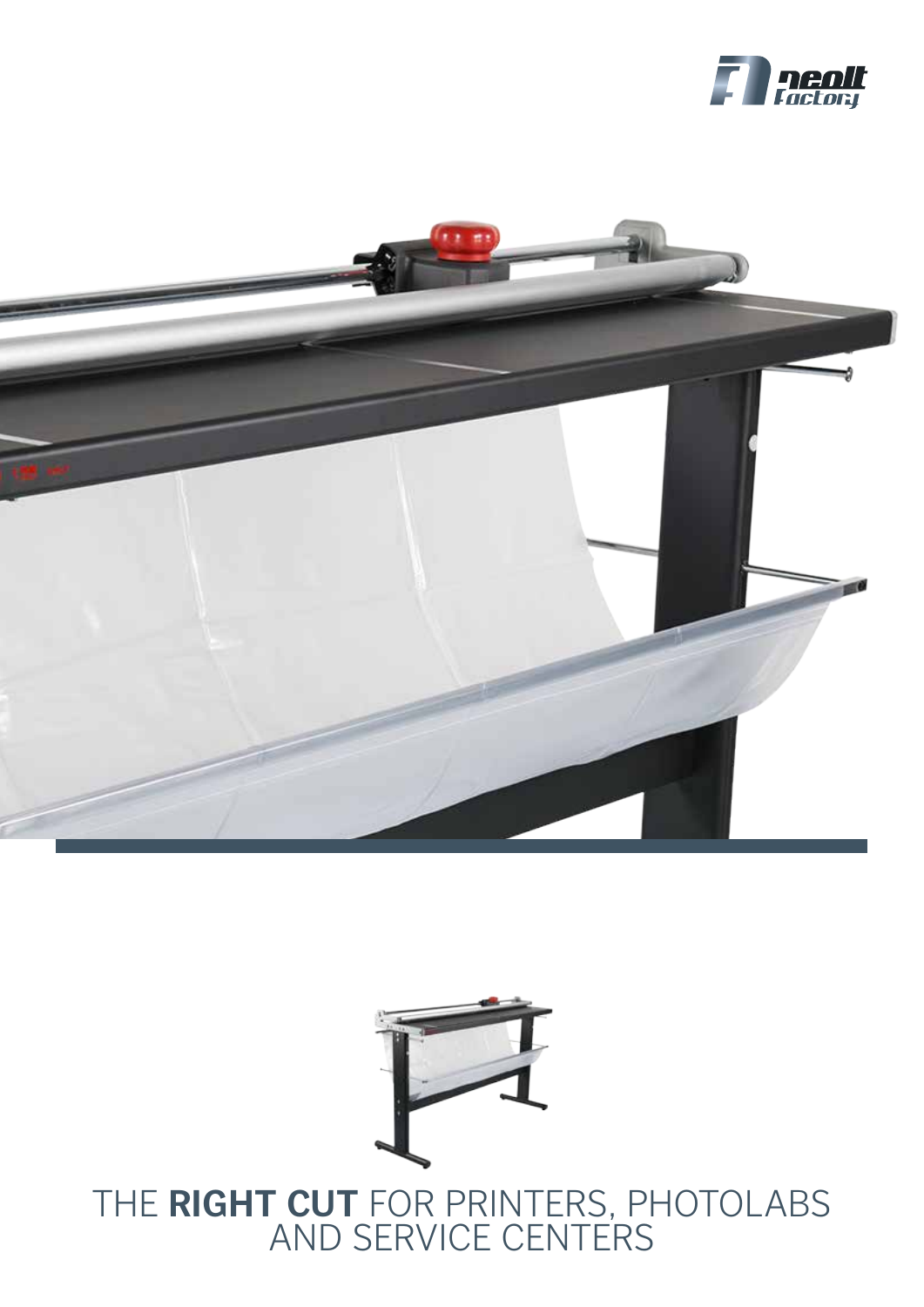THE **RIGHT CUT** FOR PRINTERS, PHOTOLABS AND SERVICE CENTERS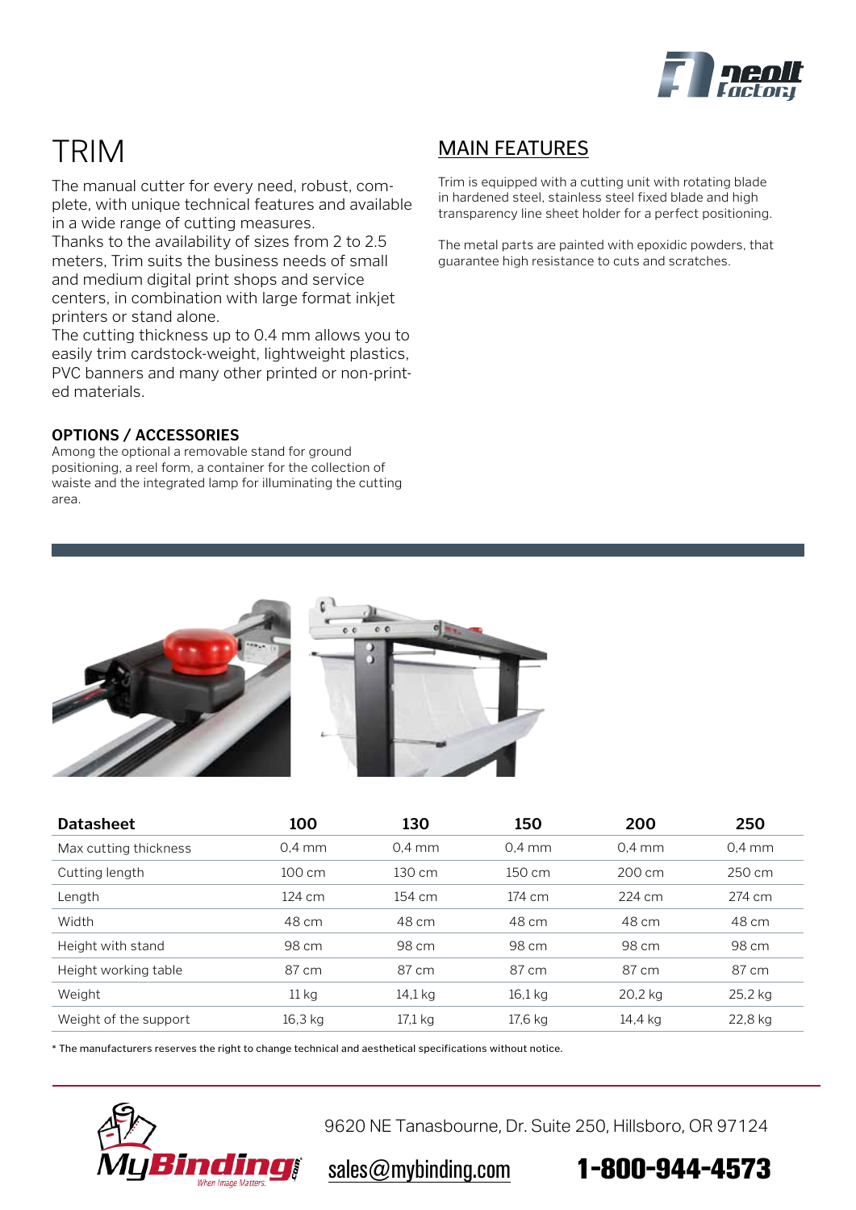# TRIM

The manual cutter for every need, robust, complete, with unique technical features and available in a wide range of cutting measures.
Thanks to the availability of sizes from 2 to 2.5 meters, Trim suits the business needs of small and medium digital print shops and service centers, in combination with large format inkjet printers or stand alone.
The cutting thickness up to 0.4 mm allows you to easily trim cardstock-weight, lightweight plastics, PVC banners and many other printed or non-printed materials.

### OPTIONS / ACCESSORIES

Among the optional a removable stand for ground positioning, a reel form, a container for the collection of waiste and the integrated lamp for illuminating the cutting area.

## MAIN FEATURES

Trim is equipped with a cutting unit with rotating blade in hardened steel, stainless steel fixed blade and high transparency line sheet holder for a perfect positioning.

The metal parts are painted with epoxidic powders, that guarantee high resistance to cuts and scratches.

| Datasheet | 100 | 130 | 150 | 200 | 250 |
|---|---|---|---|---|---|
| Max cutting thickness | 0,4 mm | 0,4 mm | 0,4 mm | 0,4 mm | 0,4 mm |
| Cutting length | 100 cm | 130 cm | 150 cm | 200 cm | 250 cm |
| Length | 124 cm | 154 cm | 174 cm | 224 cm | 274 cm |
| Width | 48 cm | 48 cm | 48 cm | 48 cm | 48 cm |
| Height with stand | 98 cm | 98 cm | 98 cm | 98 cm | 98 cm |
| Height working table | 87 cm | 87 cm | 87 cm | 87 cm | 87 cm |
| Weight | 11 kg | 14,1 kg | 16,1 kg | 20,2 kg | 25,2 kg |
| Weight of the support | 16,3 kg | 17,1 kg | 17,6 kg | 14,4 kg | 22,8 kg |

* The manufacturers reserves the right to change technical and aesthetical specifications without notice.

9620 NE Tanasbourne, Dr. Suite 250, Hillsboro, OR 97124

sales@mybinding.com

1-800-944-4573